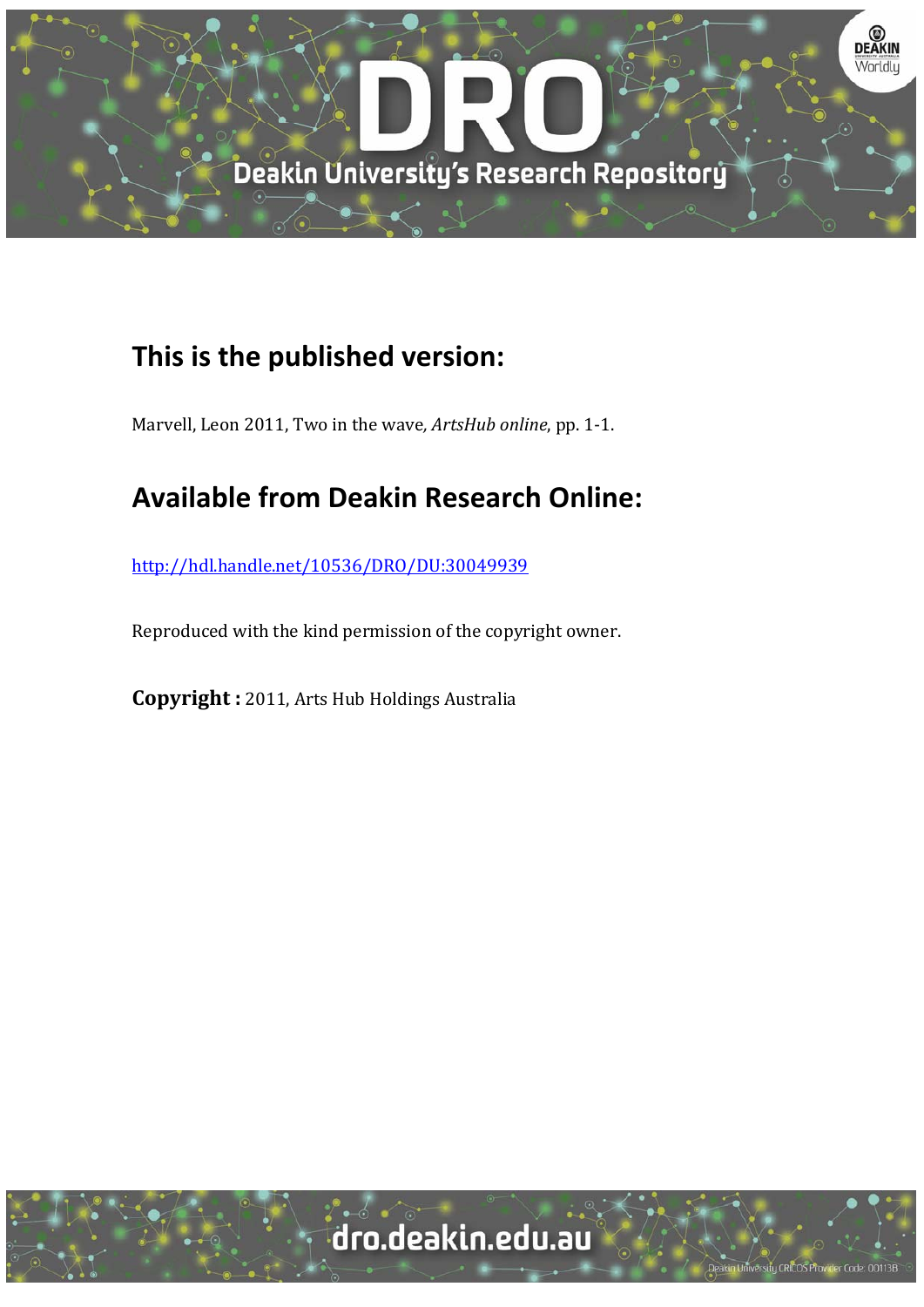## This is the published version:

Marvell, Leon 2011, Two in the wave*, ArtsHub online*, pp. 1-1.

## Available from Deakin Research Online:

http://hdl.handle.net/10536/DRO/DU:30049939

Reproduced with the kind permission of the copyright owner.

**Copyright :** 2011, Arts Hub Holdings Australia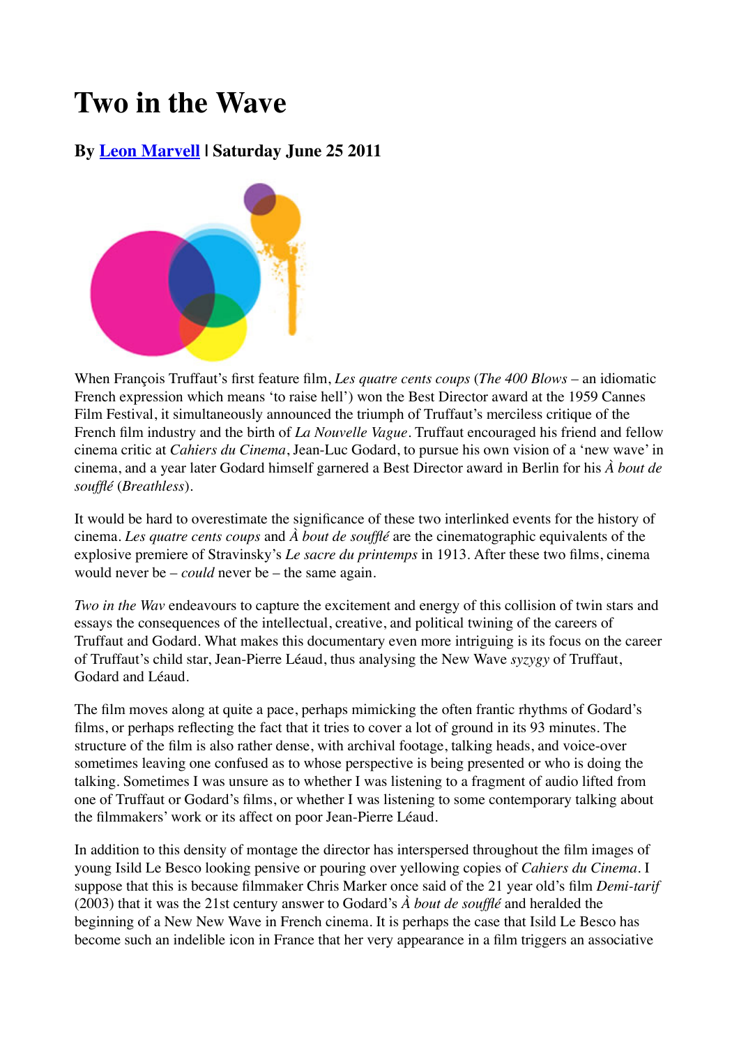# Two in the Wave

### By Leon Marvell | Saturday June 25 2011

When François Truffaut's first feature film, *Les quatre cents coups* (*The 400 Blows* – an idiomatic French expression which means 'to raise hell') won the Best Director award at the 1959 Cannes Film Festival, it simultaneously announced the triumph of Truffaut's merciless critique of the French film industry and the birth of *La Nouvelle Vague*. Truffaut encouraged his friend and fellow cinema critic at *Cahiers du Cinema*, Jean-Luc Godard, to pursue his own vision of a 'new wave' in cinema, and a year later Godard himself garnered a Best Director award in Berlin for his *À bout de soufflé* (*Breathless*).

It would be hard to overestimate the significance of these two interlinked events for the history of cinema. *Les quatre cents coups* and *À bout de soufflé* are the cinematographic equivalents of the explosive premiere of Stravinsky's *Le sacre du printemps* in 1913. After these two films, cinema would never be – *could* never be – the same again.

*Two in the Wav* endeavours to capture the excitement and energy of this collision of twin stars and essays the consequences of the intellectual, creative, and political twining of the careers of Truffaut and Godard. What makes this documentary even more intriguing is its focus on the career of Truffaut's child star, Jean-Pierre Léaud, thus analysing the New Wave *syzygy* of Truffaut, Godard and Léaud.

The film moves along at quite a pace, perhaps mimicking the often frantic rhythms of Godard's films, or perhaps reflecting the fact that it tries to cover a lot of ground in its 93 minutes. The structure of the film is also rather dense, with archival footage, talking heads, and voice-over sometimes leaving one confused as to whose perspective is being presented or who is doing the talking. Sometimes I was unsure as to whether I was listening to a fragment of audio lifted from one of Truffaut or Godard's films, or whether I was listening to some contemporary talking about the filmmakers' work or its affect on poor Jean-Pierre Léaud.

In addition to this density of montage the director has interspersed throughout the film images of young Isild Le Besco looking pensive or pouring over yellowing copies of *Cahiers du Cinema*. I suppose that this is because filmmaker Chris Marker once said of the 21 year old's film *Demi-tarif* (2003) that it was the 21st century answer to Godard's *À bout de soufflé* and heralded the beginning of a New New Wave in French cinema. It is perhaps the case that Isild Le Besco has become such an indelible icon in France that her very appearance in a film triggers an associative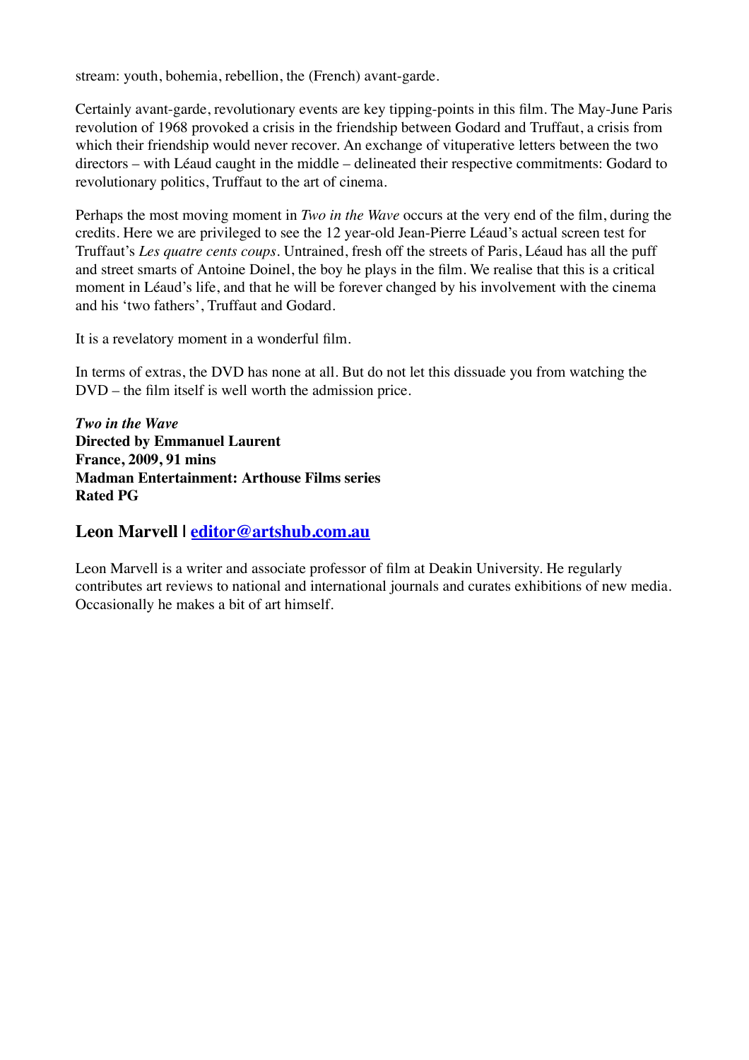stream: youth, bohemia, rebellion, the (French) avant-garde.

Certainly avant-garde, revolutionary events are key tipping-points in this film. The May-June Paris revolution of 1968 provoked a crisis in the friendship between Godard and Truffaut, a crisis from which their friendship would never recover. An exchange of vituperative letters between the two directors – with Léaud caught in the middle – delineated their respective commitments: Godard to revolutionary politics, Truffaut to the art of cinema.

Perhaps the most moving moment in *Two in the Wave* occurs at the very end of the film, during the credits. Here we are privileged to see the 12 year-old Jean-Pierre Léaud's actual screen test for Truffaut's *Les quatre cents coups*. Untrained, fresh off the streets of Paris, Léaud has all the puff and street smarts of Antoine Doinel, the boy he plays in the film. We realise that this is a critical moment in Léaud's life, and that he will be forever changed by his involvement with the cinema and his 'two fathers', Truffaut and Godard.

It is a revelatory moment in a wonderful film.

In terms of extras, the DVD has none at all. But do not let this dissuade you from watching the DVD – the film itself is well worth the admission price.

***Two in the Wave***
**Directed by Emmanuel Laurent**
**France, 2009, 91 mins**
**Madman Entertainment: Arthouse Films series**
**Rated PG**

## Leon Marvell | editor@artshub.com.au

Leon Marvell is a writer and associate professor of film at Deakin University. He regularly contributes art reviews to national and international journals and curates exhibitions of new media. Occasionally he makes a bit of art himself.